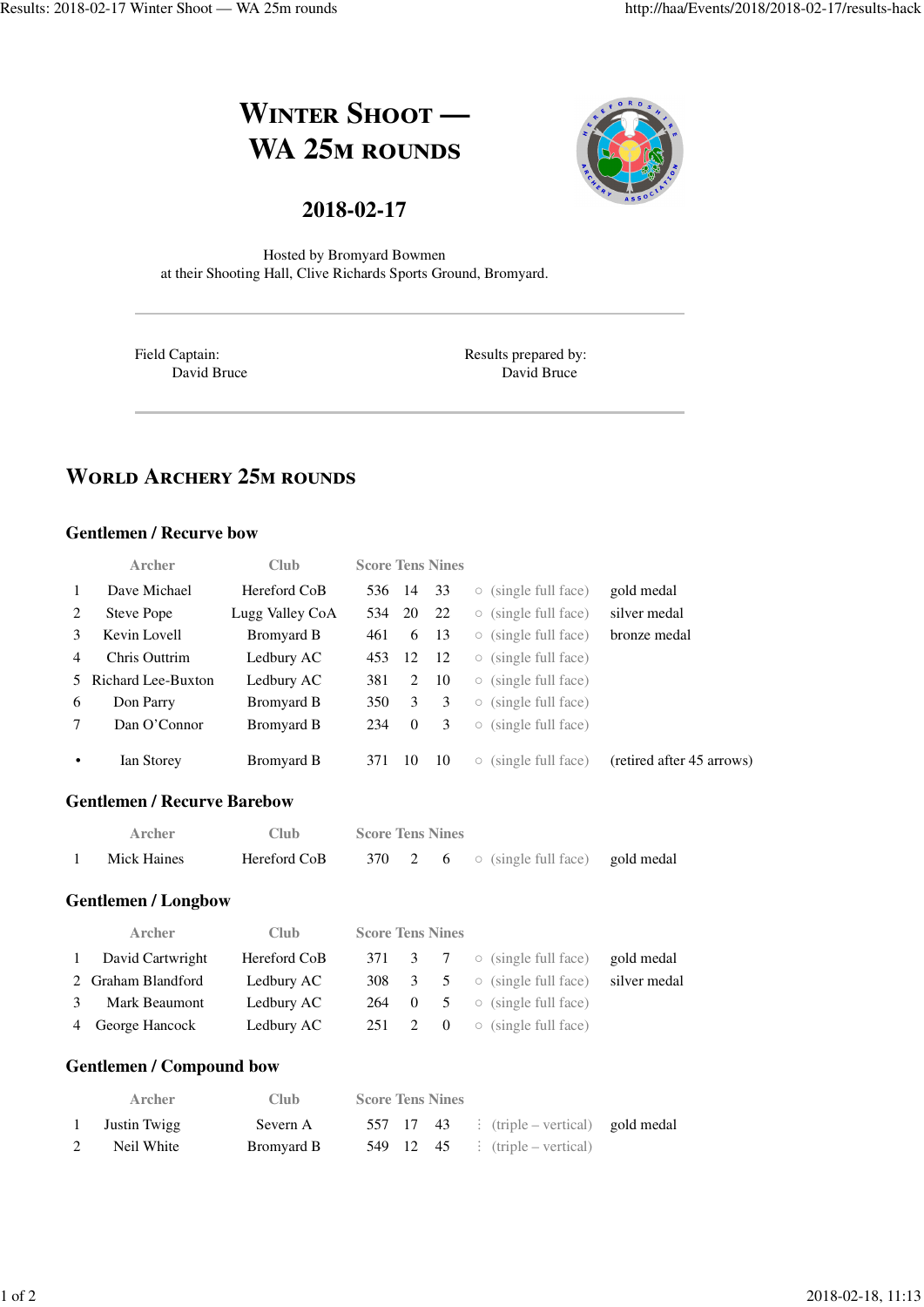# WINTER SHOOT — WA 25M ROUNDS

## 2018-02-17

Hosted by Bromyard Bowmen
at their Shooting Hall, Clive Richards Sports Ground, Bromyard.

Field Captain:
David Bruce

Results prepared by:
David Bruce

## WORLD ARCHERY 25M ROUNDS

### Gentlemen / Recurve bow

| | Archer | Club | Score | Tens | Nines | | |
|---|---|---|---|---|---|---|---|
| 1 | Dave Michael | Hereford CoB | 536 | 14 | 33 | ○ (single full face) | gold medal |
| 2 | Steve Pope | Lugg Valley CoA | 534 | 20 | 22 | ○ (single full face) | silver medal |
| 3 | Kevin Lovell | Bromyard B | 461 | 6 | 13 | ○ (single full face) | bronze medal |
| 4 | Chris Outtrim | Ledbury AC | 453 | 12 | 12 | ○ (single full face) | |
| 5 | Richard Lee-Buxton | Ledbury AC | 381 | 2 | 10 | ○ (single full face) | |
| 6 | Don Parry | Bromyard B | 350 | 3 | 3 | ○ (single full face) | |
| 7 | Dan O'Connor | Bromyard B | 234 | 0 | 3 | ○ (single full face) | |
| • | Ian Storey | Bromyard B | 371 | 10 | 10 | ○ (single full face) | (retired after 45 arrows) |

### Gentlemen / Recurve Barebow

| | Archer | Club | Score | Tens | Nines | | |
|---|---|---|---|---|---|---|---|
| 1 | Mick Haines | Hereford CoB | 370 | 2 | 6 | ○ (single full face) | gold medal |

### Gentlemen / Longbow

| | Archer | Club | Score | Tens | Nines | | |
|---|---|---|---|---|---|---|---|
| 1 | David Cartwright | Hereford CoB | 371 | 3 | 7 | ○ (single full face) | gold medal |
| 2 | Graham Blandford | Ledbury AC | 308 | 3 | 5 | ○ (single full face) | silver medal |
| 3 | Mark Beaumont | Ledbury AC | 264 | 0 | 5 | ○ (single full face) | |
| 4 | George Hancock | Ledbury AC | 251 | 2 | 0 | ○ (single full face) | |

### Gentlemen / Compound bow

| | Archer | Club | Score | Tens | Nines | | |
|---|---|---|---|---|---|---|---|
| 1 | Justin Twigg | Severn A | 557 | 17 | 43 | ⋮ (triple – vertical) | gold medal |
| 2 | Neil White | Bromyard B | 549 | 12 | 45 | ⋮ (triple – vertical) | |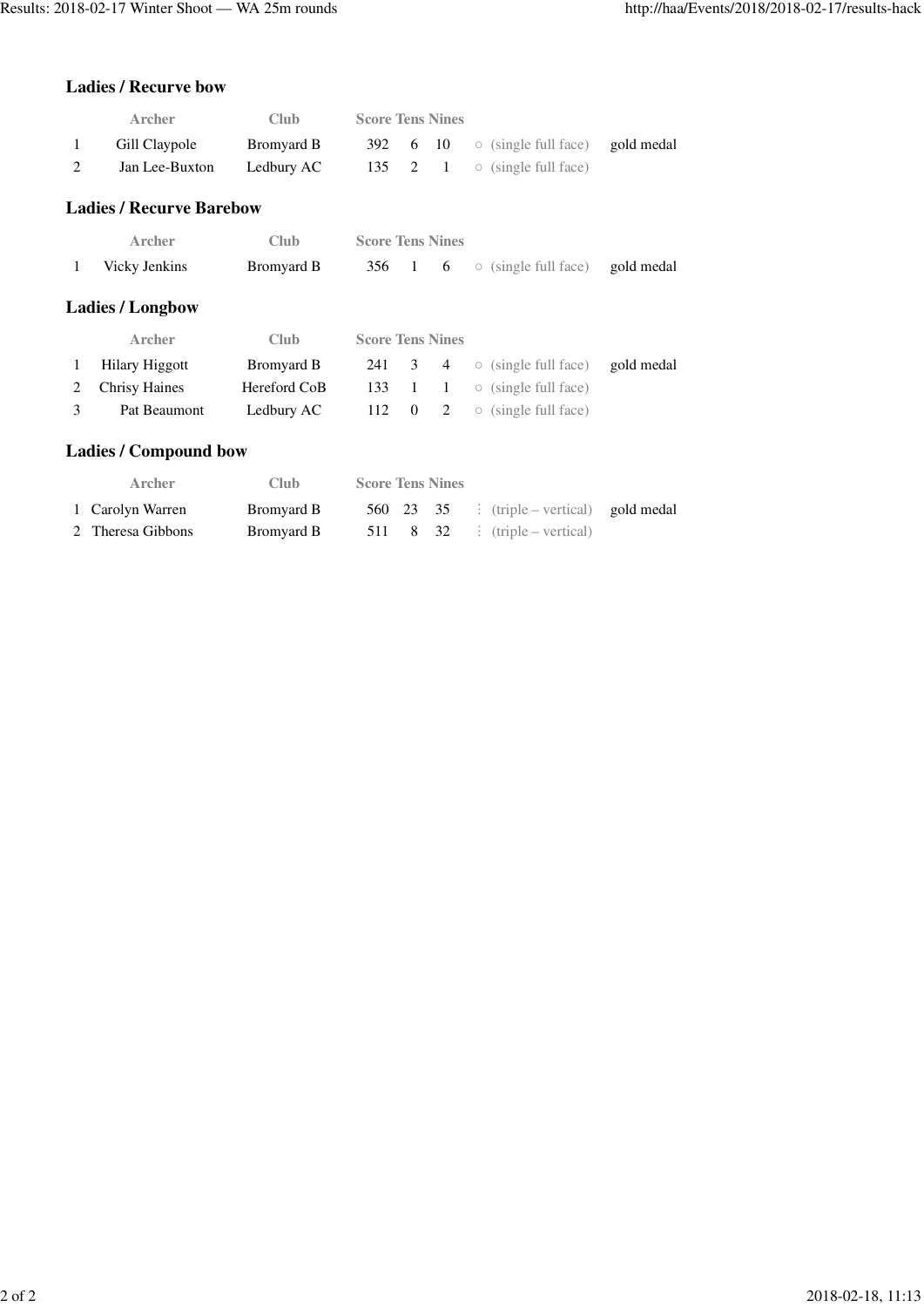### Ladies / Recurve bow

| | Archer | Club | Score | Tens | Nines | | |
|---|---|---|---|---|---|---|---|
| 1 | Gill Claypole | Bromyard B | 392 | 6 | 10 | ○ (single full face) | gold medal |
| 2 | Jan Lee-Buxton | Ledbury AC | 135 | 2 | 1 | ○ (single full face) | |

### Ladies / Recurve Barebow

| | Archer | Club | Score | Tens | Nines | | |
|---|---|---|---|---|---|---|---|
| 1 | Vicky Jenkins | Bromyard B | 356 | 1 | 6 | ○ (single full face) | gold medal |

### Ladies / Longbow

| | Archer | Club | Score | Tens | Nines | | |
|---|---|---|---|---|---|---|---|
| 1 | Hilary Higgott | Bromyard B | 241 | 3 | 4 | ○ (single full face) | gold medal |
| 2 | Chrisy Haines | Hereford CoB | 133 | 1 | 1 | ○ (single full face) | |
| 3 | Pat Beaumont | Ledbury AC | 112 | 0 | 2 | ○ (single full face) | |

### Ladies / Compound bow

| | Archer | Club | Score | Tens | Nines | | |
|---|---|---|---|---|---|---|---|
| 1 | Carolyn Warren | Bromyard B | 560 | 23 | 35 | ⋮ (triple – vertical) | gold medal |
| 2 | Theresa Gibbons | Bromyard B | 511 | 8 | 32 | ⋮ (triple – vertical) | |